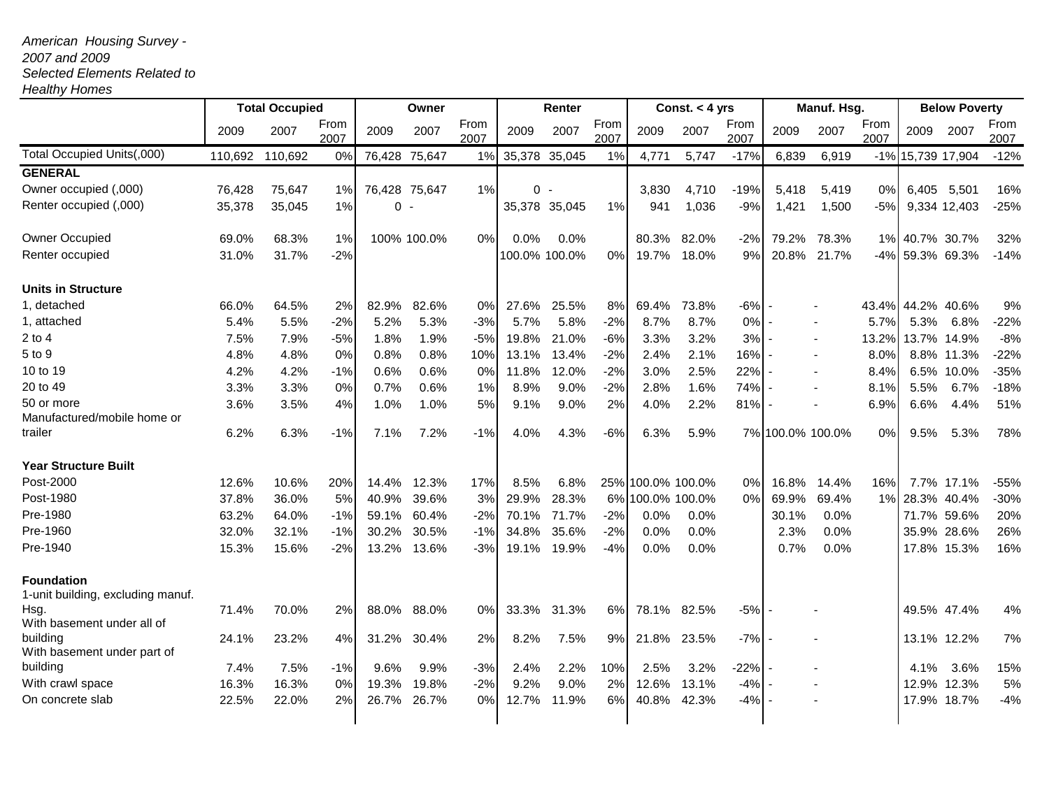*American Housing Survey - 2007 and 2009 Selected Elements Related to Healthy Homes*

| | Total Occupied | | | Owner | | | Renter | | | Const. < 4 yrs | | | Manuf. Hsg. | | | Below Poverty | | |
|---|---|---|---|---|---|---|---|---|---|---|---|---|---|---|---|---|---|---|
| | 2009 | 2007 | From 2007 | 2009 | 2007 | From 2007 | 2009 | 2007 | From 2007 | 2009 | 2007 | From 2007 | 2009 | 2007 | From 2007 | 2009 | 2007 | From 2007 |
| Total Occupied Units(,000) | 110,692 | 110,692 | 0% | 76,428 | 75,647 | 1% | 35,378 | 35,045 | 1% | 4,771 | 5,747 | -17% | 6,839 | 6,919 | -1% | 15,739 | 17,904 | -12% |
| **GENERAL** | | | | | | | | | | | | | | | | | | |
| Owner occupied (,000) | 76,428 | 75,647 | 1% | 76,428 | 75,647 | 1% | 0 | - | | 3,830 | 4,710 | -19% | 5,418 | 5,419 | 0% | 6,405 | 5,501 | 16% |
| Renter occupied (,000) | 35,378 | 35,045 | 1% | 0 | - | | 35,378 | 35,045 | 1% | 941 | 1,036 | -9% | 1,421 | 1,500 | -5% | 9,334 | 12,403 | -25% |
| Owner Occupied | 69.0% | 68.3% | 1% | 100% | 100.0% | 0% | 0.0% | 0.0% | | 80.3% | 82.0% | -2% | 79.2% | 78.3% | 1% | 40.7% | 30.7% | 32% |
| Renter occupied | 31.0% | 31.7% | -2% | | | | 100.0% | 100.0% | 0% | 19.7% | 18.0% | 9% | 20.8% | 21.7% | -4% | 59.3% | 69.3% | -14% |
| **Units in Structure** | | | | | | | | | | | | | | | | | | |
| 1, detached | 66.0% | 64.5% | 2% | 82.9% | 82.6% | 0% | 27.6% | 25.5% | 8% | 69.4% | 73.8% | -6% | - | - | 43.4% | 44.2% | 40.6% | 9% |
| 1, attached | 5.4% | 5.5% | -2% | 5.2% | 5.3% | -3% | 5.7% | 5.8% | -2% | 8.7% | 8.7% | 0% | - | - | 5.7% | 5.3% | 6.8% | -22% |
| 2 to 4 | 7.5% | 7.9% | -5% | 1.8% | 1.9% | -5% | 19.8% | 21.0% | -6% | 3.3% | 3.2% | 3% | - | - | 13.2% | 13.7% | 14.9% | -8% |
| 5 to 9 | 4.8% | 4.8% | 0% | 0.8% | 0.8% | 10% | 13.1% | 13.4% | -2% | 2.4% | 2.1% | 16% | - | - | 8.0% | 8.8% | 11.3% | -22% |
| 10 to 19 | 4.2% | 4.2% | -1% | 0.6% | 0.6% | 0% | 11.8% | 12.0% | -2% | 3.0% | 2.5% | 22% | - | - | 8.4% | 6.5% | 10.0% | -35% |
| 20 to 49 | 3.3% | 3.3% | 0% | 0.7% | 0.6% | 1% | 8.9% | 9.0% | -2% | 2.8% | 1.6% | 74% | - | - | 8.1% | 5.5% | 6.7% | -18% |
| 50 or more | 3.6% | 3.5% | 4% | 1.0% | 1.0% | 5% | 9.1% | 9.0% | 2% | 4.0% | 2.2% | 81% | - | - | 6.9% | 6.6% | 4.4% | 51% |
| Manufactured/mobile home or trailer | 6.2% | 6.3% | -1% | 7.1% | 7.2% | -1% | 4.0% | 4.3% | -6% | 6.3% | 5.9% | 7% | 100.0% | 100.0% | 0% | 9.5% | 5.3% | 78% |
| **Year Structure Built** | | | | | | | | | | | | | | | | | | |
| Post-2000 | 12.6% | 10.6% | 20% | 14.4% | 12.3% | 17% | 8.5% | 6.8% | 25% | 100.0% | 100.0% | 0% | 16.8% | 14.4% | 16% | 7.7% | 17.1% | -55% |
| Post-1980 | 37.8% | 36.0% | 5% | 40.9% | 39.6% | 3% | 29.9% | 28.3% | 6% | 100.0% | 100.0% | 0% | 69.9% | 69.4% | 1% | 28.3% | 40.4% | -30% |
| Pre-1980 | 63.2% | 64.0% | -1% | 59.1% | 60.4% | -2% | 70.1% | 71.7% | -2% | 0.0% | 0.0% | | 30.1% | 0.0% | | 71.7% | 59.6% | 20% |
| Pre-1960 | 32.0% | 32.1% | -1% | 30.2% | 30.5% | -1% | 34.8% | 35.6% | -2% | 0.0% | 0.0% | | 2.3% | 0.0% | | 35.9% | 28.6% | 26% |
| Pre-1940 | 15.3% | 15.6% | -2% | 13.2% | 13.6% | -3% | 19.1% | 19.9% | -4% | 0.0% | 0.0% | | 0.7% | 0.0% | | 17.8% | 15.3% | 16% |
| **Foundation** | | | | | | | | | | | | | | | | | | |
| 1-unit building, excluding manuf. Hsg. | 71.4% | 70.0% | 2% | 88.0% | 88.0% | 0% | 33.3% | 31.3% | 6% | 78.1% | 82.5% | -5% | - | - | | 49.5% | 47.4% | 4% |
| With basement under all of building | 24.1% | 23.2% | 4% | 31.2% | 30.4% | 2% | 8.2% | 7.5% | 9% | 21.8% | 23.5% | -7% | - | - | | 13.1% | 12.2% | 7% |
| With basement under part of building | 7.4% | 7.5% | -1% | 9.6% | 9.9% | -3% | 2.4% | 2.2% | 10% | 2.5% | 3.2% | -22% | - | - | | 4.1% | 3.6% | 15% |
| With crawl space | 16.3% | 16.3% | 0% | 19.3% | 19.8% | -2% | 9.2% | 9.0% | 2% | 12.6% | 13.1% | -4% | - | - | | 12.9% | 12.3% | 5% |
| On concrete slab | 22.5% | 22.0% | 2% | 26.7% | 26.7% | 0% | 12.7% | 11.9% | 6% | 40.8% | 42.3% | -4% | - | - | | 17.9% | 18.7% | -4% |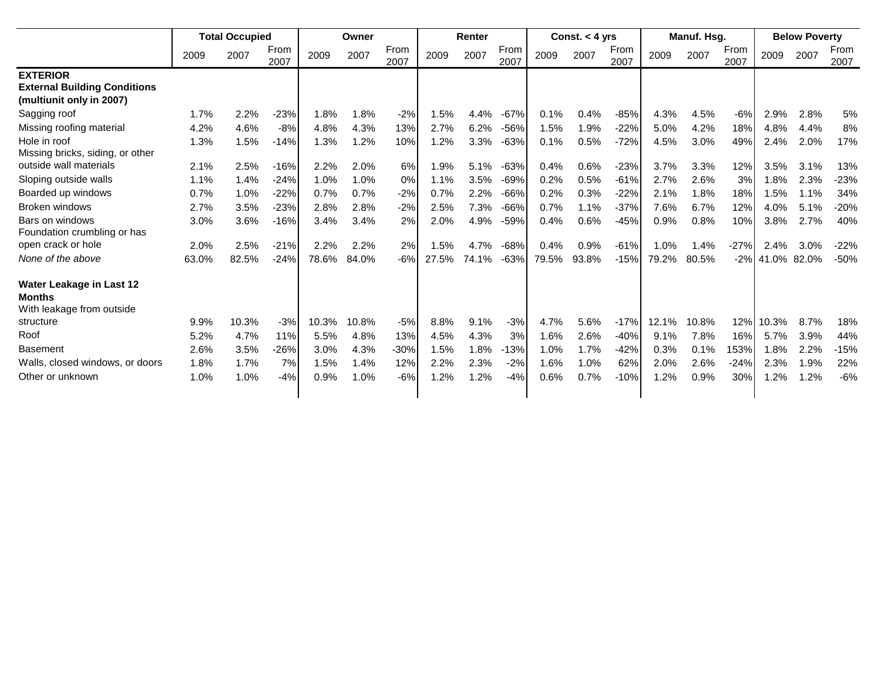| | Total Occupied | | | Owner | | | Renter | | | Const. < 4 yrs | | | Manuf. Hsg. | | | Below Poverty | | |
|---|---|---|---|---|---|---|---|---|---|---|---|---|---|---|---|---|---|---|
| | 2009 | 2007 | From 2007 | 2009 | 2007 | From 2007 | 2009 | 2007 | From 2007 | 2009 | 2007 | From 2007 | 2009 | 2007 | From 2007 | 2009 | 2007 | From 2007 |
| **EXTERIOR** | | | | | | | | | | | | | | | | | | |
| **External Building Conditions (multiunit only in 2007)** | | | | | | | | | | | | | | | | | | |
| Sagging roof | 1.7% | 2.2% | -23% | 1.8% | 1.8% | -2% | 1.5% | 4.4% | -67% | 0.1% | 0.4% | -85% | 4.3% | 4.5% | -6% | 2.9% | 2.8% | 5% |
| Missing roofing material | 4.2% | 4.6% | -8% | 4.8% | 4.3% | 13% | 2.7% | 6.2% | -56% | 1.5% | 1.9% | -22% | 5.0% | 4.2% | 18% | 4.8% | 4.4% | 8% |
| Hole in roof | 1.3% | 1.5% | -14% | 1.3% | 1.2% | 10% | 1.2% | 3.3% | -63% | 0.1% | 0.5% | -72% | 4.5% | 3.0% | 49% | 2.4% | 2.0% | 17% |
| Missing bricks, siding, or other outside wall materials | 2.1% | 2.5% | -16% | 2.2% | 2.0% | 6% | 1.9% | 5.1% | -63% | 0.4% | 0.6% | -23% | 3.7% | 3.3% | 12% | 3.5% | 3.1% | 13% |
| Sloping outside walls | 1.1% | 1.4% | -24% | 1.0% | 1.0% | 0% | 1.1% | 3.5% | -69% | 0.2% | 0.5% | -61% | 2.7% | 2.6% | 3% | 1.8% | 2.3% | -23% |
| Boarded up windows | 0.7% | 1.0% | -22% | 0.7% | 0.7% | -2% | 0.7% | 2.2% | -66% | 0.2% | 0.3% | -22% | 2.1% | 1.8% | 18% | 1.5% | 1.1% | 34% |
| Broken windows | 2.7% | 3.5% | -23% | 2.8% | 2.8% | -2% | 2.5% | 7.3% | -66% | 0.7% | 1.1% | -37% | 7.6% | 6.7% | 12% | 4.0% | 5.1% | -20% |
| Bars on windows | 3.0% | 3.6% | -16% | 3.4% | 3.4% | 2% | 2.0% | 4.9% | -59% | 0.4% | 0.6% | -45% | 0.9% | 0.8% | 10% | 3.8% | 2.7% | 40% |
| Foundation crumbling or has open crack or hole | 2.0% | 2.5% | -21% | 2.2% | 2.2% | 2% | 1.5% | 4.7% | -68% | 0.4% | 0.9% | -61% | 1.0% | 1.4% | -27% | 2.4% | 3.0% | -22% |
| *None of the above* | 63.0% | 82.5% | -24% | 78.6% | 84.0% | -6% | 27.5% | 74.1% | -63% | 79.5% | 93.8% | -15% | 79.2% | 80.5% | -2% | 41.0% | 82.0% | -50% |
| **Water Leakage in Last 12 Months** | | | | | | | | | | | | | | | | | | |
| With leakage from outside structure | 9.9% | 10.3% | -3% | 10.3% | 10.8% | -5% | 8.8% | 9.1% | -3% | 4.7% | 5.6% | -17% | 12.1% | 10.8% | 12% | 10.3% | 8.7% | 18% |
| Roof | 5.2% | 4.7% | 11% | 5.5% | 4.8% | 13% | 4.5% | 4.3% | 3% | 1.6% | 2.6% | -40% | 9.1% | 7.8% | 16% | 5.7% | 3.9% | 44% |
| Basement | 2.6% | 3.5% | -26% | 3.0% | 4.3% | -30% | 1.5% | 1.8% | -13% | 1.0% | 1.7% | -42% | 0.3% | 0.1% | 153% | 1.8% | 2.2% | -15% |
| Walls, closed windows, or doors | 1.8% | 1.7% | 7% | 1.5% | 1.4% | 12% | 2.2% | 2.3% | -2% | 1.6% | 1.0% | 62% | 2.0% | 2.6% | -24% | 2.3% | 1.9% | 22% |
| Other or unknown | 1.0% | 1.0% | -4% | 0.9% | 1.0% | -6% | 1.2% | 1.2% | -4% | 0.6% | 0.7% | -10% | 1.2% | 0.9% | 30% | 1.2% | 1.2% | -6% |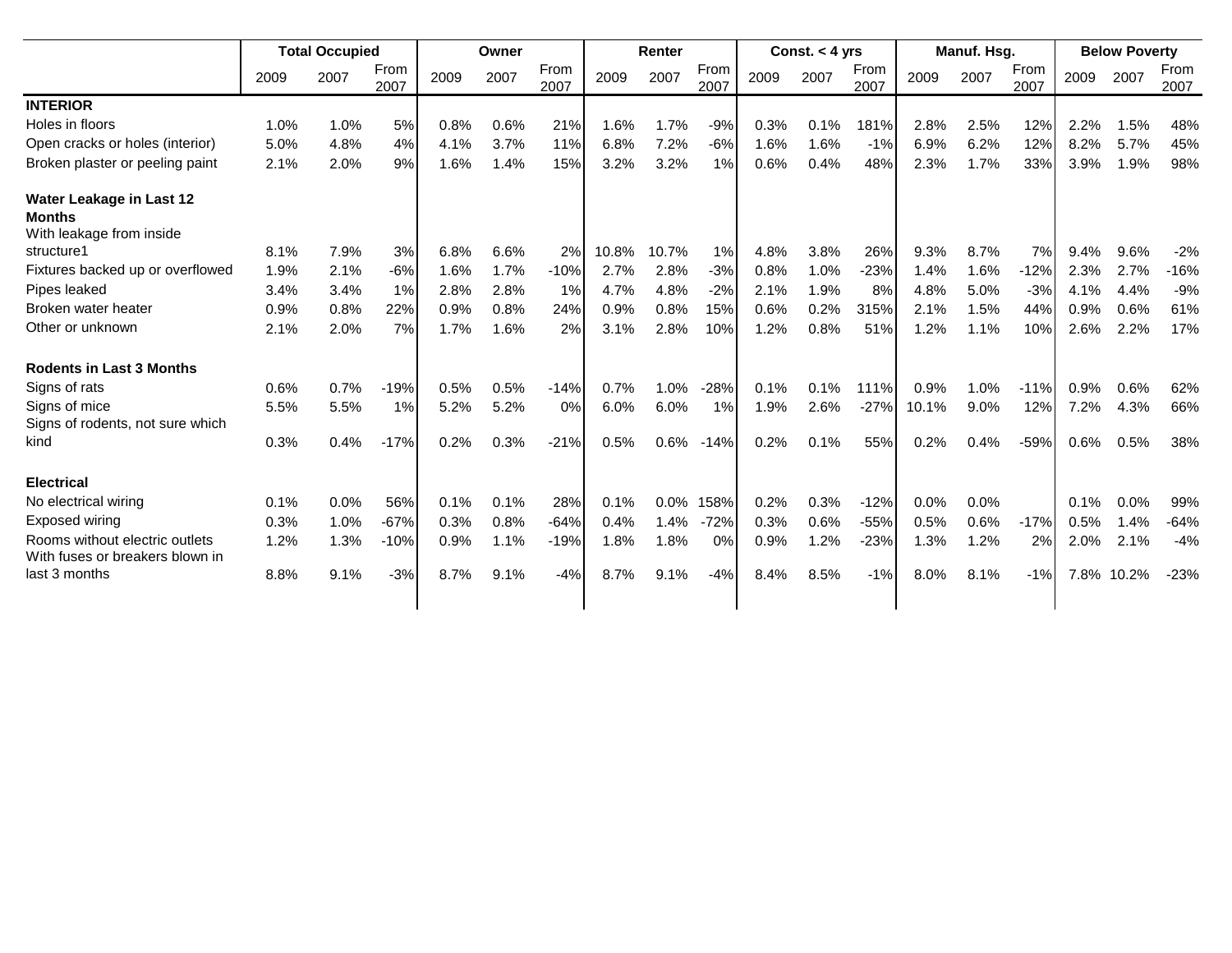| | Total Occupied | | | Owner | | | Renter | | | Const. < 4 yrs | | | Manuf. Hsg. | | | Below Poverty | | |
|---|---|---|---|---|---|---|---|---|---|---|---|---|---|---|---|---|---|---|
| | 2009 | 2007 | From 2007 | 2009 | 2007 | From 2007 | 2009 | 2007 | From 2007 | 2009 | 2007 | From 2007 | 2009 | 2007 | From 2007 | 2009 | 2007 | From 2007 |
| **INTERIOR** | | | | | | | | | | | | | | | | | | |
| Holes in floors | 1.0% | 1.0% | 5% | 0.8% | 0.6% | 21% | 1.6% | 1.7% | -9% | 0.3% | 0.1% | 181% | 2.8% | 2.5% | 12% | 2.2% | 1.5% | 48% |
| Open cracks or holes (interior) | 5.0% | 4.8% | 4% | 4.1% | 3.7% | 11% | 6.8% | 7.2% | -6% | 1.6% | 1.6% | -1% | 6.9% | 6.2% | 12% | 8.2% | 5.7% | 45% |
| Broken plaster or peeling paint | 2.1% | 2.0% | 9% | 1.6% | 1.4% | 15% | 3.2% | 3.2% | 1% | 0.6% | 0.4% | 48% | 2.3% | 1.7% | 33% | 3.9% | 1.9% | 98% |
| **Water Leakage in Last 12 Months** | | | | | | | | | | | | | | | | | | |
| With leakage from inside structure1 | 8.1% | 7.9% | 3% | 6.8% | 6.6% | 2% | 10.8% | 10.7% | 1% | 4.8% | 3.8% | 26% | 9.3% | 8.7% | 7% | 9.4% | 9.6% | -2% |
| Fixtures backed up or overflowed | 1.9% | 2.1% | -6% | 1.6% | 1.7% | -10% | 2.7% | 2.8% | -3% | 0.8% | 1.0% | -23% | 1.4% | 1.6% | -12% | 2.3% | 2.7% | -16% |
| Pipes leaked | 3.4% | 3.4% | 1% | 2.8% | 2.8% | 1% | 4.7% | 4.8% | -2% | 2.1% | 1.9% | 8% | 4.8% | 5.0% | -3% | 4.1% | 4.4% | -9% |
| Broken water heater | 0.9% | 0.8% | 22% | 0.9% | 0.8% | 24% | 0.9% | 0.8% | 15% | 0.6% | 0.2% | 315% | 2.1% | 1.5% | 44% | 0.9% | 0.6% | 61% |
| Other or unknown | 2.1% | 2.0% | 7% | 1.7% | 1.6% | 2% | 3.1% | 2.8% | 10% | 1.2% | 0.8% | 51% | 1.2% | 1.1% | 10% | 2.6% | 2.2% | 17% |
| **Rodents in Last 3 Months** | | | | | | | | | | | | | | | | | | |
| Signs of rats | 0.6% | 0.7% | -19% | 0.5% | 0.5% | -14% | 0.7% | 1.0% | -28% | 0.1% | 0.1% | 111% | 0.9% | 1.0% | -11% | 0.9% | 0.6% | 62% |
| Signs of mice | 5.5% | 5.5% | 1% | 5.2% | 5.2% | 0% | 6.0% | 6.0% | 1% | 1.9% | 2.6% | -27% | 10.1% | 9.0% | 12% | 7.2% | 4.3% | 66% |
| Signs of rodents, not sure which kind | 0.3% | 0.4% | -17% | 0.2% | 0.3% | -21% | 0.5% | 0.6% | -14% | 0.2% | 0.1% | 55% | 0.2% | 0.4% | -59% | 0.6% | 0.5% | 38% |
| **Electrical** | | | | | | | | | | | | | | | | | | |
| No electrical wiring | 0.1% | 0.0% | 56% | 0.1% | 0.1% | 28% | 0.1% | 0.0% | 158% | 0.2% | 0.3% | -12% | 0.0% | 0.0% | | 0.1% | 0.0% | 99% |
| Exposed wiring | 0.3% | 1.0% | -67% | 0.3% | 0.8% | -64% | 0.4% | 1.4% | -72% | 0.3% | 0.6% | -55% | 0.5% | 0.6% | -17% | 0.5% | 1.4% | -64% |
| Rooms without electric outlets | 1.2% | 1.3% | -10% | 0.9% | 1.1% | -19% | 1.8% | 1.8% | 0% | 0.9% | 1.2% | -23% | 1.3% | 1.2% | 2% | 2.0% | 2.1% | -4% |
| With fuses or breakers blown in last 3 months | 8.8% | 9.1% | -3% | 8.7% | 9.1% | -4% | 8.7% | 9.1% | -4% | 8.4% | 8.5% | -1% | 8.0% | 8.1% | -1% | 7.8% | 10.2% | -23% |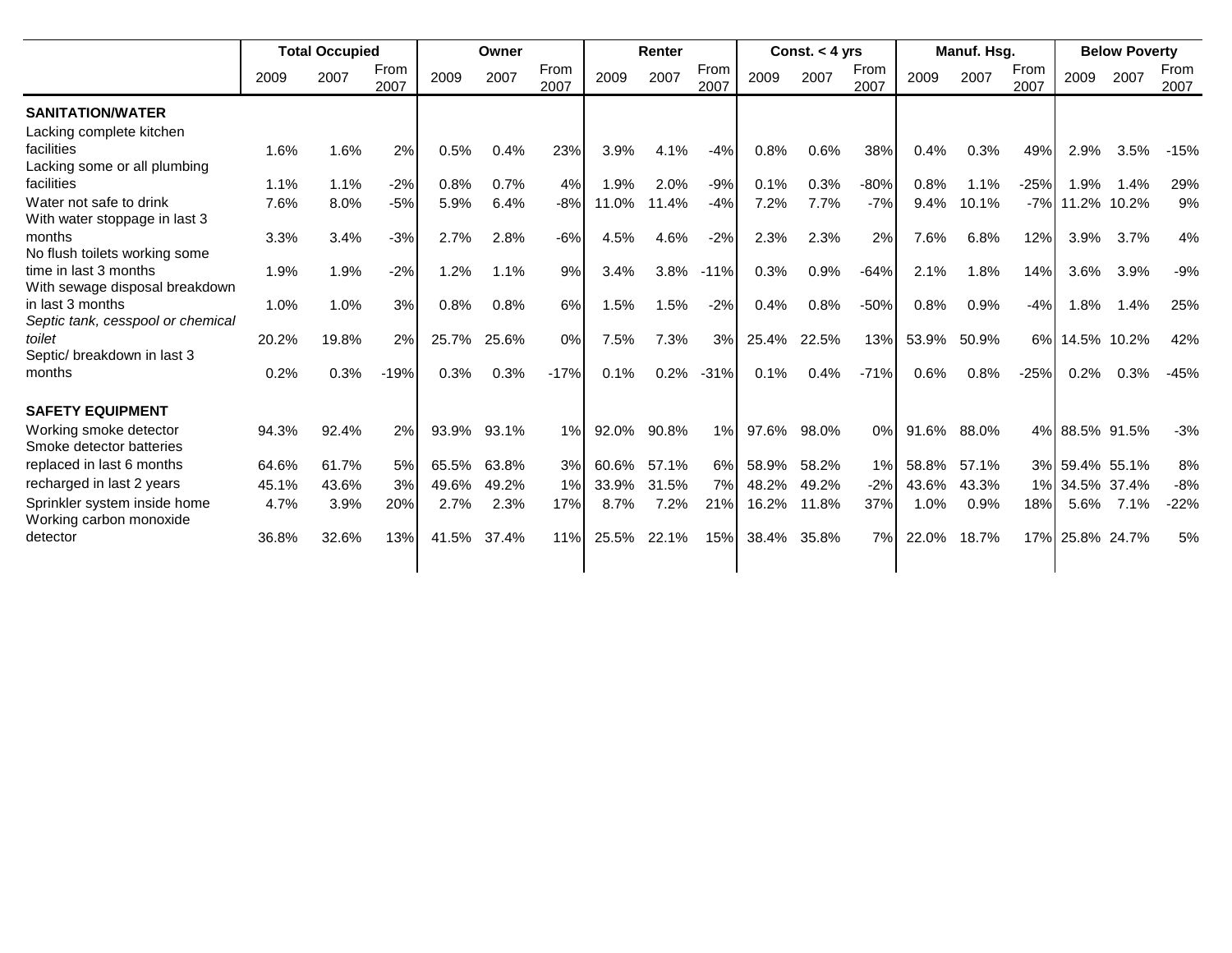| | Total Occupied | | | Owner | | | Renter | | | Const. < 4 yrs | | | Manuf. Hsg. | | | Below Poverty | | |
|---|---|---|---|---|---|---|---|---|---|---|---|---|---|---|---|---|---|---|
| | 2009 | 2007 | From 2007 | 2009 | 2007 | From 2007 | 2009 | 2007 | From 2007 | 2009 | 2007 | From 2007 | 2009 | 2007 | From 2007 | 2009 | 2007 | From 2007 |
| **SANITATION/WATER** | | | | | | | | | | | | | | | | | | |
| Lacking complete kitchen facilities | 1.6% | 1.6% | 2% | 0.5% | 0.4% | 23% | 3.9% | 4.1% | -4% | 0.8% | 0.6% | 38% | 0.4% | 0.3% | 49% | 2.9% | 3.5% | -15% |
| Lacking some or all plumbing facilities | 1.1% | 1.1% | -2% | 0.8% | 0.7% | 4% | 1.9% | 2.0% | -9% | 0.1% | 0.3% | -80% | 0.8% | 1.1% | -25% | 1.9% | 1.4% | 29% |
| Water not safe to drink | 7.6% | 8.0% | -5% | 5.9% | 6.4% | -8% | 11.0% | 11.4% | -4% | 7.2% | 7.7% | -7% | 9.4% | 10.1% | -7% | 11.2% | 10.2% | 9% |
| With water stoppage in last 3 months | 3.3% | 3.4% | -3% | 2.7% | 2.8% | -6% | 4.5% | 4.6% | -2% | 2.3% | 2.3% | 2% | 7.6% | 6.8% | 12% | 3.9% | 3.7% | 4% |
| No flush toilets working some time in last 3 months | 1.9% | 1.9% | -2% | 1.2% | 1.1% | 9% | 3.4% | 3.8% | -11% | 0.3% | 0.9% | -64% | 2.1% | 1.8% | 14% | 3.6% | 3.9% | -9% |
| With sewage disposal breakdown in last 3 months | 1.0% | 1.0% | 3% | 0.8% | 0.8% | 6% | 1.5% | 1.5% | -2% | 0.4% | 0.8% | -50% | 0.8% | 0.9% | -4% | 1.8% | 1.4% | 25% |
| *Septic tank, cesspool or chemical toilet* | 20.2% | 19.8% | 2% | 25.7% | 25.6% | 0% | 7.5% | 7.3% | 3% | 25.4% | 22.5% | 13% | 53.9% | 50.9% | 6% | 14.5% | 10.2% | 42% |
| Septic/ breakdown in last 3 months | 0.2% | 0.3% | -19% | 0.3% | 0.3% | -17% | 0.1% | 0.2% | -31% | 0.1% | 0.4% | -71% | 0.6% | 0.8% | -25% | 0.2% | 0.3% | -45% |
| **SAFETY EQUIPMENT** | | | | | | | | | | | | | | | | | | |
| Working smoke detector | 94.3% | 92.4% | 2% | 93.9% | 93.1% | 1% | 92.0% | 90.8% | 1% | 97.6% | 98.0% | 0% | 91.6% | 88.0% | 4% | 88.5% | 91.5% | -3% |
| Smoke detector batteries replaced in last 6 months | 64.6% | 61.7% | 5% | 65.5% | 63.8% | 3% | 60.6% | 57.1% | 6% | 58.9% | 58.2% | 1% | 58.8% | 57.1% | 3% | 59.4% | 55.1% | 8% |
| recharged in last 2 years | 45.1% | 43.6% | 3% | 49.6% | 49.2% | 1% | 33.9% | 31.5% | 7% | 48.2% | 49.2% | -2% | 43.6% | 43.3% | 1% | 34.5% | 37.4% | -8% |
| Sprinkler system inside home | 4.7% | 3.9% | 20% | 2.7% | 2.3% | 17% | 8.7% | 7.2% | 21% | 16.2% | 11.8% | 37% | 1.0% | 0.9% | 18% | 5.6% | 7.1% | -22% |
| Working carbon monoxide detector | 36.8% | 32.6% | 13% | 41.5% | 37.4% | 11% | 25.5% | 22.1% | 15% | 38.4% | 35.8% | 7% | 22.0% | 18.7% | 17% | 25.8% | 24.7% | 5% |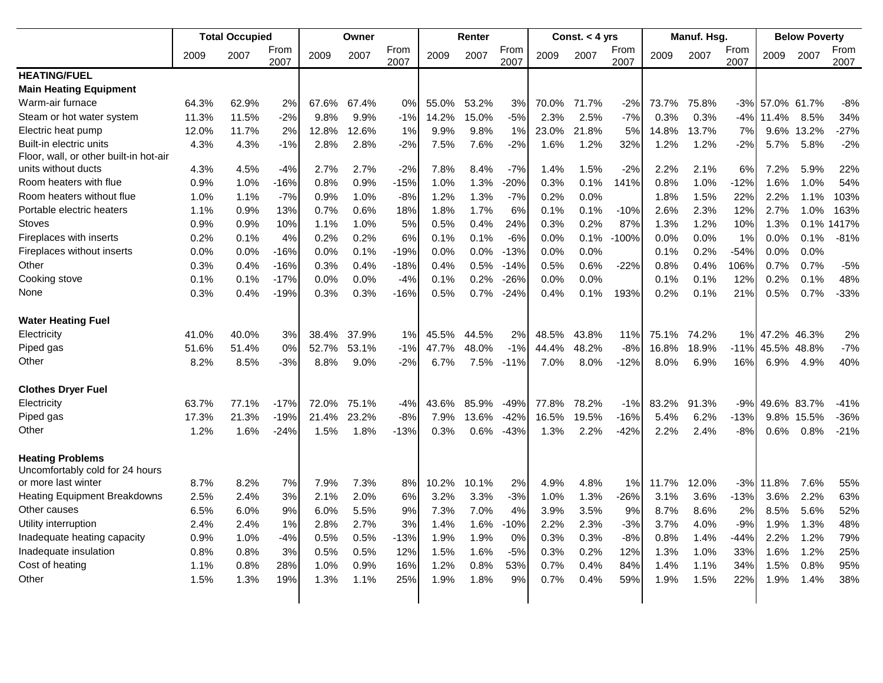| | Total Occupied | | | Owner | | | Renter | | | Const. < 4 yrs | | | Manuf. Hsg. | | | Below Poverty | | |
|---|---|---|---|---|---|---|---|---|---|---|---|---|---|---|---|---|---|---|
| | 2009 | 2007 | From 2007 | 2009 | 2007 | From 2007 | 2009 | 2007 | From 2007 | 2009 | 2007 | From 2007 | 2009 | 2007 | From 2007 | 2009 | 2007 | From 2007 |
| **HEATING/FUEL** | | | | | | | | | | | | | | | | | | |
| **Main Heating Equipment** | | | | | | | | | | | | | | | | | | |
| Warm-air furnace | 64.3% | 62.9% | 2% | 67.6% | 67.4% | 0% | 55.0% | 53.2% | 3% | 70.0% | 71.7% | -2% | 73.7% | 75.8% | -3% | 57.0% | 61.7% | -8% |
| Steam or hot water system | 11.3% | 11.5% | -2% | 9.8% | 9.9% | -1% | 14.2% | 15.0% | -5% | 2.3% | 2.5% | -7% | 0.3% | 0.3% | -4% | 11.4% | 8.5% | 34% |
| Electric heat pump | 12.0% | 11.7% | 2% | 12.8% | 12.6% | 1% | 9.9% | 9.8% | 1% | 23.0% | 21.8% | 5% | 14.8% | 13.7% | 7% | 9.6% | 13.2% | -27% |
| Built-in electric units | 4.3% | 4.3% | -1% | 2.8% | 2.8% | -2% | 7.5% | 7.6% | -2% | 1.6% | 1.2% | 32% | 1.2% | 1.2% | -2% | 5.7% | 5.8% | -2% |
| Floor, wall, or other built-in hot-air units without ducts | 4.3% | 4.5% | -4% | 2.7% | 2.7% | -2% | 7.8% | 8.4% | -7% | 1.4% | 1.5% | -2% | 2.2% | 2.1% | 6% | 7.2% | 5.9% | 22% |
| Room heaters with flue | 0.9% | 1.0% | -16% | 0.8% | 0.9% | -15% | 1.0% | 1.3% | -20% | 0.3% | 0.1% | 141% | 0.8% | 1.0% | -12% | 1.6% | 1.0% | 54% |
| Room heaters without flue | 1.0% | 1.1% | -7% | 0.9% | 1.0% | -8% | 1.2% | 1.3% | -7% | 0.2% | 0.0% | | 1.8% | 1.5% | 22% | 2.2% | 1.1% | 103% |
| Portable electric heaters | 1.1% | 0.9% | 13% | 0.7% | 0.6% | 18% | 1.8% | 1.7% | 6% | 0.1% | 0.1% | -10% | 2.6% | 2.3% | 12% | 2.7% | 1.0% | 163% |
| Stoves | 0.9% | 0.9% | 10% | 1.1% | 1.0% | 5% | 0.5% | 0.4% | 24% | 0.3% | 0.2% | 87% | 1.3% | 1.2% | 10% | 1.3% | 0.1% | 1417% |
| Fireplaces with inserts | 0.2% | 0.1% | 4% | 0.2% | 0.2% | 6% | 0.1% | 0.1% | -6% | 0.0% | 0.1% | -100% | 0.0% | 0.0% | 1% | 0.0% | 0.1% | -81% |
| Fireplaces without inserts | 0.0% | 0.0% | -16% | 0.0% | 0.1% | -19% | 0.0% | 0.0% | -13% | 0.0% | 0.0% | | 0.1% | 0.2% | -54% | 0.0% | 0.0% | |
| Other | 0.3% | 0.4% | -16% | 0.3% | 0.4% | -18% | 0.4% | 0.5% | -14% | 0.5% | 0.6% | -22% | 0.8% | 0.4% | 106% | 0.7% | 0.7% | -5% |
| Cooking stove | 0.1% | 0.1% | -17% | 0.0% | 0.0% | -4% | 0.1% | 0.2% | -26% | 0.0% | 0.0% | | 0.1% | 0.1% | 12% | 0.2% | 0.1% | 48% |
| None | 0.3% | 0.4% | -19% | 0.3% | 0.3% | -16% | 0.5% | 0.7% | -24% | 0.4% | 0.1% | 193% | 0.2% | 0.1% | 21% | 0.5% | 0.7% | -33% |
| **Water Heating Fuel** | | | | | | | | | | | | | | | | | | |
| Electricity | 41.0% | 40.0% | 3% | 38.4% | 37.9% | 1% | 45.5% | 44.5% | 2% | 48.5% | 43.8% | 11% | 75.1% | 74.2% | 1% | 47.2% | 46.3% | 2% |
| Piped gas | 51.6% | 51.4% | 0% | 52.7% | 53.1% | -1% | 47.7% | 48.0% | -1% | 44.4% | 48.2% | -8% | 16.8% | 18.9% | -11% | 45.5% | 48.8% | -7% |
| Other | 8.2% | 8.5% | -3% | 8.8% | 9.0% | -2% | 6.7% | 7.5% | -11% | 7.0% | 8.0% | -12% | 8.0% | 6.9% | 16% | 6.9% | 4.9% | 40% |
| **Clothes Dryer Fuel** | | | | | | | | | | | | | | | | | | |
| Electricity | 63.7% | 77.1% | -17% | 72.0% | 75.1% | -4% | 43.6% | 85.9% | -49% | 77.8% | 78.2% | -1% | 83.2% | 91.3% | -9% | 49.6% | 83.7% | -41% |
| Piped gas | 17.3% | 21.3% | -19% | 21.4% | 23.2% | -8% | 7.9% | 13.6% | -42% | 16.5% | 19.5% | -16% | 5.4% | 6.2% | -13% | 9.8% | 15.5% | -36% |
| Other | 1.2% | 1.6% | -24% | 1.5% | 1.8% | -13% | 0.3% | 0.6% | -43% | 1.3% | 2.2% | -42% | 2.2% | 2.4% | -8% | 0.6% | 0.8% | -21% |
| **Heating Problems** | | | | | | | | | | | | | | | | | | |
| Uncomfortably cold for 24 hours or more last winter | 8.7% | 8.2% | 7% | 7.9% | 7.3% | 8% | 10.2% | 10.1% | 2% | 4.9% | 4.8% | 1% | 11.7% | 12.0% | -3% | 11.8% | 7.6% | 55% |
| Heating Equipment Breakdowns | 2.5% | 2.4% | 3% | 2.1% | 2.0% | 6% | 3.2% | 3.3% | -3% | 1.0% | 1.3% | -26% | 3.1% | 3.6% | -13% | 3.6% | 2.2% | 63% |
| Other causes | 6.5% | 6.0% | 9% | 6.0% | 5.5% | 9% | 7.3% | 7.0% | 4% | 3.9% | 3.5% | 9% | 8.7% | 8.6% | 2% | 8.5% | 5.6% | 52% |
| Utility interruption | 2.4% | 2.4% | 1% | 2.8% | 2.7% | 3% | 1.4% | 1.6% | -10% | 2.2% | 2.3% | -3% | 3.7% | 4.0% | -9% | 1.9% | 1.3% | 48% |
| Inadequate heating capacity | 0.9% | 1.0% | -4% | 0.5% | 0.5% | -13% | 1.9% | 1.9% | 0% | 0.3% | 0.3% | -8% | 0.8% | 1.4% | -44% | 2.2% | 1.2% | 79% |
| Inadequate insulation | 0.8% | 0.8% | 3% | 0.5% | 0.5% | 12% | 1.5% | 1.6% | -5% | 0.3% | 0.2% | 12% | 1.3% | 1.0% | 33% | 1.6% | 1.2% | 25% |
| Cost of heating | 1.1% | 0.8% | 28% | 1.0% | 0.9% | 16% | 1.2% | 0.8% | 53% | 0.7% | 0.4% | 84% | 1.4% | 1.1% | 34% | 1.5% | 0.8% | 95% |
| Other | 1.5% | 1.3% | 19% | 1.3% | 1.1% | 25% | 1.9% | 1.8% | 9% | 0.7% | 0.4% | 59% | 1.9% | 1.5% | 22% | 1.9% | 1.4% | 38% |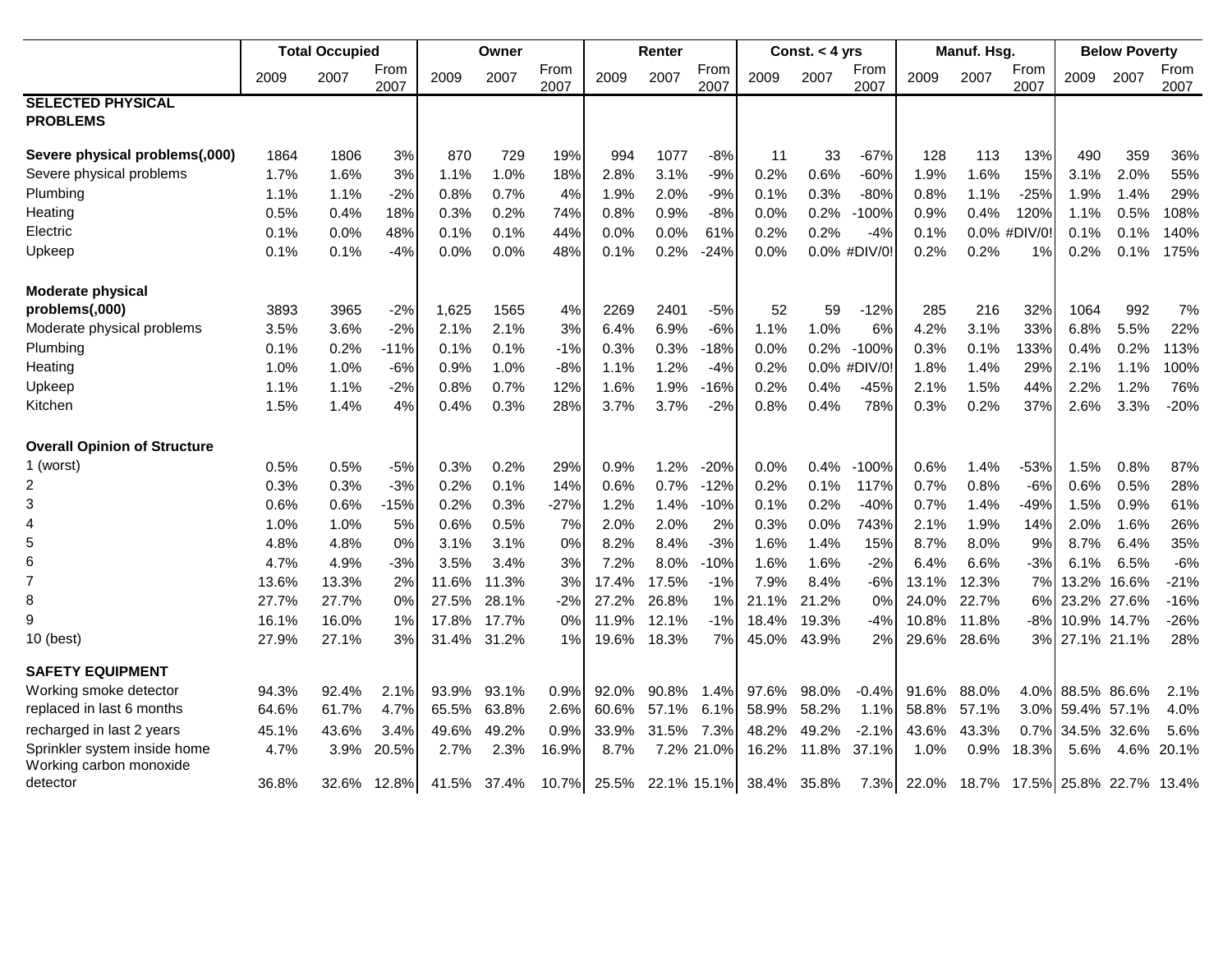| | Total Occupied | | | Owner | | | Renter | | | Const. < 4 yrs | | | Manuf. Hsg. | | | Below Poverty | | |
|---|---|---|---|---|---|---|---|---|---|---|---|---|---|---|---|---|---|---|
| | 2009 | 2007 | From 2007 | 2009 | 2007 | From 2007 | 2009 | 2007 | From 2007 | 2009 | 2007 | From 2007 | 2009 | 2007 | From 2007 | 2009 | 2007 | From 2007 |
| **SELECTED PHYSICAL PROBLEMS** | | | | | | | | | | | | | | | | | | |
| **Severe physical problems(,000)** | 1864 | 1806 | 3% | 870 | 729 | 19% | 994 | 1077 | -8% | 11 | 33 | -67% | 128 | 113 | 13% | 490 | 359 | 36% |
| Severe physical problems | 1.7% | 1.6% | 3% | 1.1% | 1.0% | 18% | 2.8% | 3.1% | -9% | 0.2% | 0.6% | -60% | 1.9% | 1.6% | 15% | 3.1% | 2.0% | 55% |
| Plumbing | 1.1% | 1.1% | -2% | 0.8% | 0.7% | 4% | 1.9% | 2.0% | -9% | 0.1% | 0.3% | -80% | 0.8% | 1.1% | -25% | 1.9% | 1.4% | 29% |
| Heating | 0.5% | 0.4% | 18% | 0.3% | 0.2% | 74% | 0.8% | 0.9% | -8% | 0.0% | 0.2% | -100% | 0.9% | 0.4% | 120% | 1.1% | 0.5% | 108% |
| Electric | 0.1% | 0.0% | 48% | 0.1% | 0.1% | 44% | 0.0% | 0.0% | 61% | 0.2% | 0.2% | -4% | 0.1% | 0.0% | #DIV/0! | 0.1% | 0.1% | 140% |
| Upkeep | 0.1% | 0.1% | -4% | 0.0% | 0.0% | 48% | 0.1% | 0.2% | -24% | 0.0% | 0.0% | #DIV/0! | 0.2% | 0.2% | 1% | 0.2% | 0.1% | 175% |
| **Moderate physical problems(,000)** | 3893 | 3965 | -2% | 1,625 | 1565 | 4% | 2269 | 2401 | -5% | 52 | 59 | -12% | 285 | 216 | 32% | 1064 | 992 | 7% |
| Moderate physical problems | 3.5% | 3.6% | -2% | 2.1% | 2.1% | 3% | 6.4% | 6.9% | -6% | 1.1% | 1.0% | 6% | 4.2% | 3.1% | 33% | 6.8% | 5.5% | 22% |
| Plumbing | 0.1% | 0.2% | -11% | 0.1% | 0.1% | -1% | 0.3% | 0.3% | -18% | 0.0% | 0.2% | -100% | 0.3% | 0.1% | 133% | 0.4% | 0.2% | 113% |
| Heating | 1.0% | 1.0% | -6% | 0.9% | 1.0% | -8% | 1.1% | 1.2% | -4% | 0.2% | 0.0% | #DIV/0! | 1.8% | 1.4% | 29% | 2.1% | 1.1% | 100% |
| Upkeep | 1.1% | 1.1% | -2% | 0.8% | 0.7% | 12% | 1.6% | 1.9% | -16% | 0.2% | 0.4% | -45% | 2.1% | 1.5% | 44% | 2.2% | 1.2% | 76% |
| Kitchen | 1.5% | 1.4% | 4% | 0.4% | 0.3% | 28% | 3.7% | 3.7% | -2% | 0.8% | 0.4% | 78% | 0.3% | 0.2% | 37% | 2.6% | 3.3% | -20% |
| **Overall Opinion of Structure** | | | | | | | | | | | | | | | | | | |
| 1 (worst) | 0.5% | 0.5% | -5% | 0.3% | 0.2% | 29% | 0.9% | 1.2% | -20% | 0.0% | 0.4% | -100% | 0.6% | 1.4% | -53% | 1.5% | 0.8% | 87% |
| 2 | 0.3% | 0.3% | -3% | 0.2% | 0.1% | 14% | 0.6% | 0.7% | -12% | 0.2% | 0.1% | 117% | 0.7% | 0.8% | -6% | 0.6% | 0.5% | 28% |
| 3 | 0.6% | 0.6% | -15% | 0.2% | 0.3% | -27% | 1.2% | 1.4% | -10% | 0.1% | 0.2% | -40% | 0.7% | 1.4% | -49% | 1.5% | 0.9% | 61% |
| 4 | 1.0% | 1.0% | 5% | 0.6% | 0.5% | 7% | 2.0% | 2.0% | 2% | 0.3% | 0.0% | 743% | 2.1% | 1.9% | 14% | 2.0% | 1.6% | 26% |
| 5 | 4.8% | 4.8% | 0% | 3.1% | 3.1% | 0% | 8.2% | 8.4% | -3% | 1.6% | 1.4% | 15% | 8.7% | 8.0% | 9% | 8.7% | 6.4% | 35% |
| 6 | 4.7% | 4.9% | -3% | 3.5% | 3.4% | 3% | 7.2% | 8.0% | -10% | 1.6% | 1.6% | -2% | 6.4% | 6.6% | -3% | 6.1% | 6.5% | -6% |
| 7 | 13.6% | 13.3% | 2% | 11.6% | 11.3% | 3% | 17.4% | 17.5% | -1% | 7.9% | 8.4% | -6% | 13.1% | 12.3% | 7% | 13.2% | 16.6% | -21% |
| 8 | 27.7% | 27.7% | 0% | 27.5% | 28.1% | -2% | 27.2% | 26.8% | 1% | 21.1% | 21.2% | 0% | 24.0% | 22.7% | 6% | 23.2% | 27.6% | -16% |
| 9 | 16.1% | 16.0% | 1% | 17.8% | 17.7% | 0% | 11.9% | 12.1% | -1% | 18.4% | 19.3% | -4% | 10.8% | 11.8% | -8% | 10.9% | 14.7% | -26% |
| 10 (best) | 27.9% | 27.1% | 3% | 31.4% | 31.2% | 1% | 19.6% | 18.3% | 7% | 45.0% | 43.9% | 2% | 29.6% | 28.6% | 3% | 27.1% | 21.1% | 28% |
| **SAFETY EQUIPMENT** | | | | | | | | | | | | | | | | | | |
| Working smoke detector | 94.3% | 92.4% | 2.1% | 93.9% | 93.1% | 0.9% | 92.0% | 90.8% | 1.4% | 97.6% | 98.0% | -0.4% | 91.6% | 88.0% | 4.0% | 88.5% | 86.6% | 2.1% |
| replaced in last 6 months | 64.6% | 61.7% | 4.7% | 65.5% | 63.8% | 2.6% | 60.6% | 57.1% | 6.1% | 58.9% | 58.2% | 1.1% | 58.8% | 57.1% | 3.0% | 59.4% | 57.1% | 4.0% |
| recharged in last 2 years | 45.1% | 43.6% | 3.4% | 49.6% | 49.2% | 0.9% | 33.9% | 31.5% | 7.3% | 48.2% | 49.2% | -2.1% | 43.6% | 43.3% | 0.7% | 34.5% | 32.6% | 5.6% |
| Sprinkler system inside home | 4.7% | 3.9% | 20.5% | 2.7% | 2.3% | 16.9% | 8.7% | 7.2% | 21.0% | 16.2% | 11.8% | 37.1% | 1.0% | 0.9% | 18.3% | 5.6% | 4.6% | 20.1% |
| Working carbon monoxide detector | 36.8% | 32.6% | 12.8% | 41.5% | 37.4% | 10.7% | 25.5% | 22.1% | 15.1% | 38.4% | 35.8% | 7.3% | 22.0% | 18.7% | 17.5% | 25.8% | 22.7% | 13.4% |